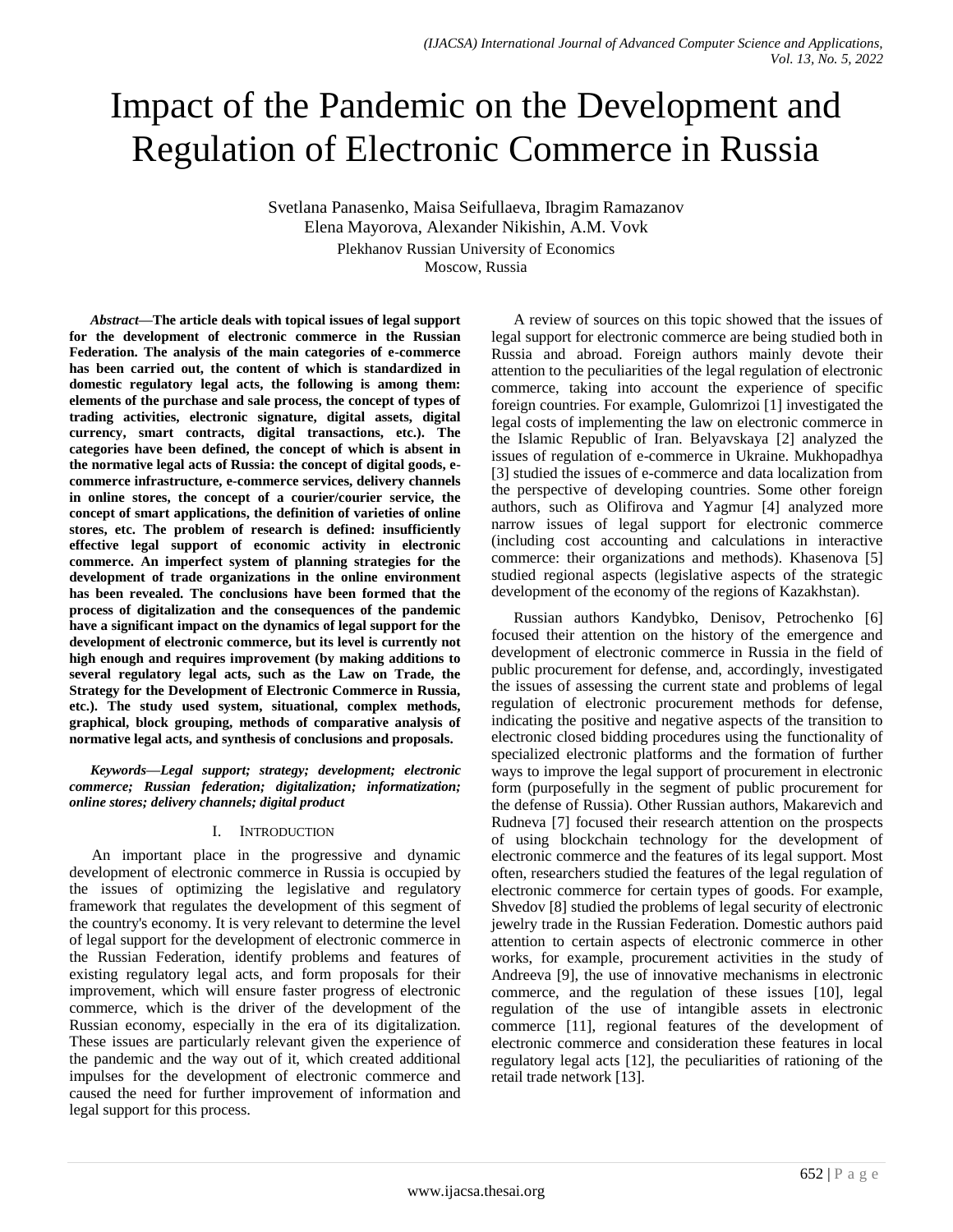# Impact of the Pandemic on the Development and Regulation of Electronic Commerce in Russia

Svetlana Panasenko, Maisa Seifullaeva, Ibragim Ramazanov
Elena Mayorova, Alexander Nikishin, A.M. Vovk
Plekhanov Russian University of Economics
Moscow, Russia

***Abstract*—The article deals with topical issues of legal support for the development of electronic commerce in the Russian Federation. The analysis of the main categories of e-commerce has been carried out, the content of which is standardized in domestic regulatory legal acts, the following is among them: elements of the purchase and sale process, the concept of types of trading activities, electronic signature, digital assets, digital currency, smart contracts, digital transactions, etc.). The categories have been defined, the concept of which is absent in the normative legal acts of Russia: the concept of digital goods, e-commerce infrastructure, e-commerce services, delivery channels in online stores, the concept of a courier/courier service, the concept of smart applications, the definition of varieties of online stores, etc. The problem of research is defined: insufficiently effective legal support of economic activity in electronic commerce. An imperfect system of planning strategies for the development of trade organizations in the online environment has been revealed. The conclusions have been formed that the process of digitalization and the consequences of the pandemic have a significant impact on the dynamics of legal support for the development of electronic commerce, but its level is currently not high enough and requires improvement (by making additions to several regulatory legal acts, such as the Law on Trade, the Strategy for the Development of Electronic Commerce in Russia, etc.). The study used system, situational, complex methods, graphical, block grouping, methods of comparative analysis of normative legal acts, and synthesis of conclusions and proposals.**

***Keywords*—*Legal support; strategy; development; electronic commerce; Russian federation; digitalization; informatization; online stores; delivery channels; digital product***

## I. Introduction

An important place in the progressive and dynamic development of electronic commerce in Russia is occupied by the issues of optimizing the legislative and regulatory framework that regulates the development of this segment of the country's economy. It is very relevant to determine the level of legal support for the development of electronic commerce in the Russian Federation, identify problems and features of existing regulatory legal acts, and form proposals for their improvement, which will ensure faster progress of electronic commerce, which is the driver of the development of the Russian economy, especially in the era of its digitalization. These issues are particularly relevant given the experience of the pandemic and the way out of it, which created additional impulses for the development of electronic commerce and caused the need for further improvement of information and legal support for this process.

A review of sources on this topic showed that the issues of legal support for electronic commerce are being studied both in Russia and abroad. Foreign authors mainly devote their attention to the peculiarities of the legal regulation of electronic commerce, taking into account the experience of specific foreign countries. For example, Gulomrizoi [1] investigated the legal costs of implementing the law on electronic commerce in the Islamic Republic of Iran. Belyavskaya [2] analyzed the issues of regulation of e-commerce in Ukraine. Mukhopadhya [3] studied the issues of e-commerce and data localization from the perspective of developing countries. Some other foreign authors, such as Olifirova and Yagmur [4] analyzed more narrow issues of legal support for electronic commerce (including cost accounting and calculations in interactive commerce: their organizations and methods). Khasenova [5] studied regional aspects (legislative aspects of the strategic development of the economy of the regions of Kazakhstan).

Russian authors Kandybko, Denisov, Petrochenko [6] focused their attention on the history of the emergence and development of electronic commerce in Russia in the field of public procurement for defense, and, accordingly, investigated the issues of assessing the current state and problems of legal regulation of electronic procurement methods for defense, indicating the positive and negative aspects of the transition to electronic closed bidding procedures using the functionality of specialized electronic platforms and the formation of further ways to improve the legal support of procurement in electronic form (purposefully in the segment of public procurement for the defense of Russia). Other Russian authors, Makarevich and Rudneva [7] focused their research attention on the prospects of using blockchain technology for the development of electronic commerce and the features of its legal support. Most often, researchers studied the features of the legal regulation of electronic commerce for certain types of goods. For example, Shvedov [8] studied the problems of legal security of electronic jewelry trade in the Russian Federation. Domestic authors paid attention to certain aspects of electronic commerce in other works, for example, procurement activities in the study of Andreeva [9], the use of innovative mechanisms in electronic commerce, and the regulation of these issues [10], legal regulation of the use of intangible assets in electronic commerce [11], regional features of the development of electronic commerce and consideration these features in local regulatory legal acts [12], the peculiarities of rationing of the retail trade network [13].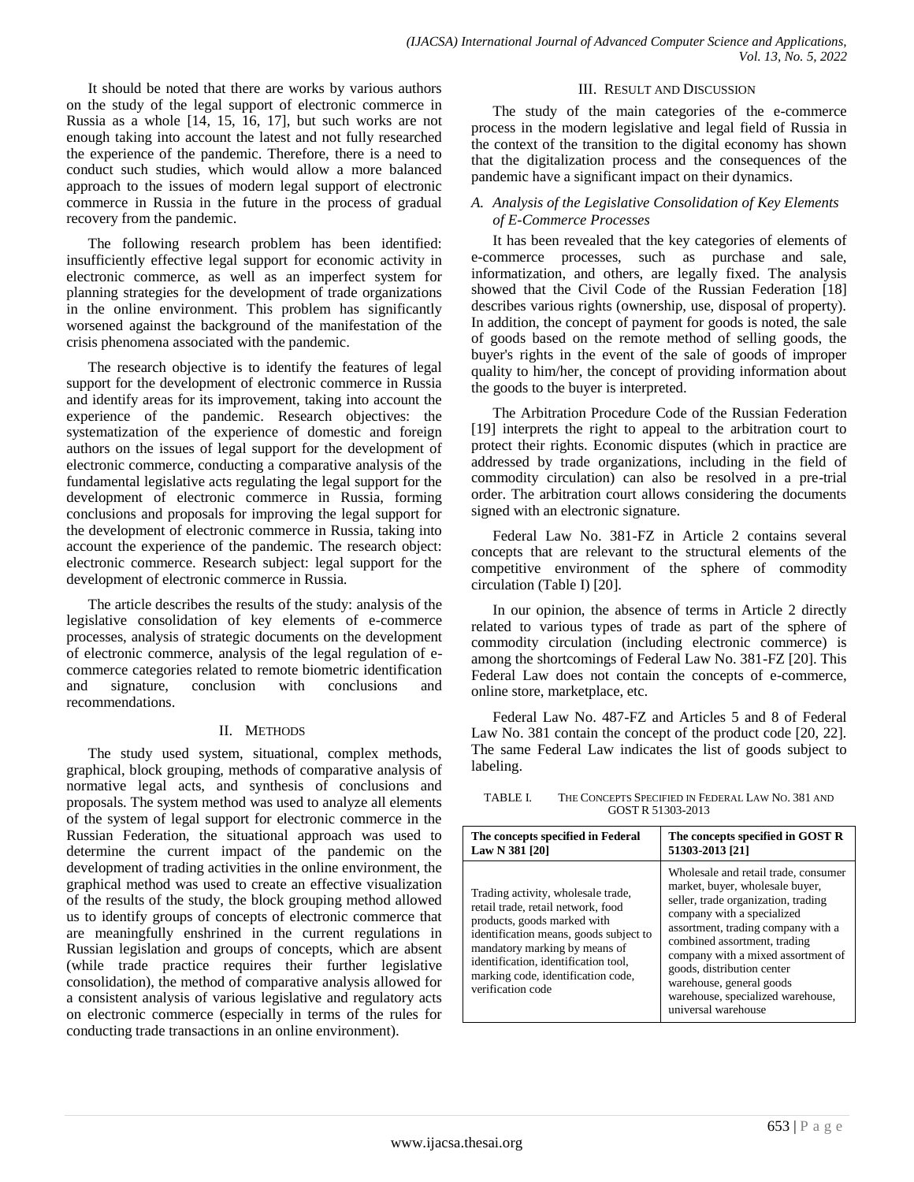It should be noted that there are works by various authors on the study of the legal support of electronic commerce in Russia as a whole [14, 15, 16, 17], but such works are not enough taking into account the latest and not fully researched the experience of the pandemic. Therefore, there is a need to conduct such studies, which would allow a more balanced approach to the issues of modern legal support of electronic commerce in Russia in the future in the process of gradual recovery from the pandemic.

The following research problem has been identified: insufficiently effective legal support for economic activity in electronic commerce, as well as an imperfect system for planning strategies for the development of trade organizations in the online environment. This problem has significantly worsened against the background of the manifestation of the crisis phenomena associated with the pandemic.

The research objective is to identify the features of legal support for the development of electronic commerce in Russia and identify areas for its improvement, taking into account the experience of the pandemic. Research objectives: the systematization of the experience of domestic and foreign authors on the issues of legal support for the development of electronic commerce, conducting a comparative analysis of the fundamental legislative acts regulating the legal support for the development of electronic commerce in Russia, forming conclusions and proposals for improving the legal support for the development of electronic commerce in Russia, taking into account the experience of the pandemic. The research object: electronic commerce. Research subject: legal support for the development of electronic commerce in Russia.

The article describes the results of the study: analysis of the legislative consolidation of key elements of e-commerce processes, analysis of strategic documents on the development of electronic commerce, analysis of the legal regulation of e-commerce categories related to remote biometric identification and signature, conclusion with conclusions and recommendations.

## II. Methods

The study used system, situational, complex methods, graphical, block grouping, methods of comparative analysis of normative legal acts, and synthesis of conclusions and proposals. The system method was used to analyze all elements of the system of legal support for electronic commerce in the Russian Federation, the situational approach was used to determine the current impact of the pandemic on the development of trading activities in the online environment, the graphical method was used to create an effective visualization of the results of the study, the block grouping method allowed us to identify groups of concepts of electronic commerce that are meaningfully enshrined in the current regulations in Russian legislation and groups of concepts, which are absent (while trade practice requires their further legislative consolidation), the method of comparative analysis allowed for a consistent analysis of various legislative and regulatory acts on electronic commerce (especially in terms of the rules for conducting trade transactions in an online environment).

## III. Result and Discussion

The study of the main categories of the e-commerce process in the modern legislative and legal field of Russia in the context of the transition to the digital economy has shown that the digitalization process and the consequences of the pandemic have a significant impact on their dynamics.

### *A. Analysis of the Legislative Consolidation of Key Elements of E-Commerce Processes*

It has been revealed that the key categories of elements of e-commerce processes, such as purchase and sale, informatization, and others, are legally fixed. The analysis showed that the Civil Code of the Russian Federation [18] describes various rights (ownership, use, disposal of property). In addition, the concept of payment for goods is noted, the sale of goods based on the remote method of selling goods, the buyer's rights in the event of the sale of goods of improper quality to him/her, the concept of providing information about the goods to the buyer is interpreted.

The Arbitration Procedure Code of the Russian Federation [19] interprets the right to appeal to the arbitration court to protect their rights. Economic disputes (which in practice are addressed by trade organizations, including in the field of commodity circulation) can also be resolved in a pre-trial order. The arbitration court allows considering the documents signed with an electronic signature.

Federal Law No. 381-FZ in Article 2 contains several concepts that are relevant to the structural elements of the competitive environment of the sphere of commodity circulation (Table I) [20].

In our opinion, the absence of terms in Article 2 directly related to various types of trade as part of the sphere of commodity circulation (including electronic commerce) is among the shortcomings of Federal Law No. 381-FZ [20]. This Federal Law does not contain the concepts of e-commerce, online store, marketplace, etc.

Federal Law No. 487-FZ and Articles 5 and 8 of Federal Law No. 381 contain the concept of the product code [20, 22]. The same Federal Law indicates the list of goods subject to labeling.

TABLE I. The Concepts Specified in Federal Law No. 381 and GOST R 51303-2013

| The concepts specified in Federal Law N 381 [20] | The concepts specified in GOST R 51303-2013 [21] |
|---|---|
| Trading activity, wholesale trade, retail trade, retail network, food products, goods marked with identification means, goods subject to mandatory marking by means of identification, identification tool, marking code, identification code, verification code | Wholesale and retail trade, consumer market, buyer, wholesale buyer, seller, trade organization, trading company with a specialized assortment, trading company with a combined assortment, trading company with a mixed assortment of goods, distribution center warehouse, general goods warehouse, specialized warehouse, universal warehouse |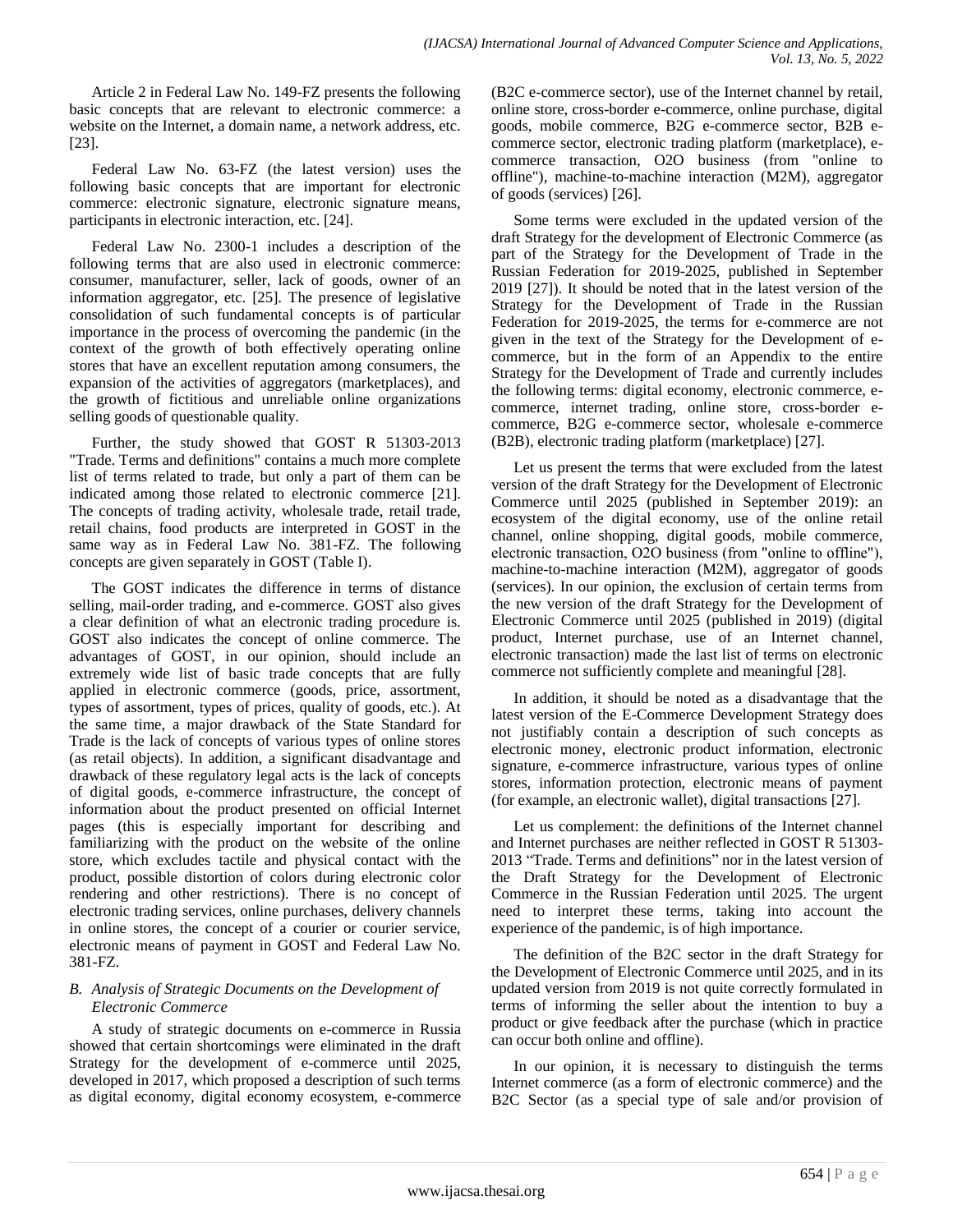Article 2 in Federal Law No. 149-FZ presents the following basic concepts that are relevant to electronic commerce: a website on the Internet, a domain name, a network address, etc. [23].

Federal Law No. 63-FZ (the latest version) uses the following basic concepts that are important for electronic commerce: electronic signature, electronic signature means, participants in electronic interaction, etc. [24].

Federal Law No. 2300-1 includes a description of the following terms that are also used in electronic commerce: consumer, manufacturer, seller, lack of goods, owner of an information aggregator, etc. [25]. The presence of legislative consolidation of such fundamental concepts is of particular importance in the process of overcoming the pandemic (in the context of the growth of both effectively operating online stores that have an excellent reputation among consumers, the expansion of the activities of aggregators (marketplaces), and the growth of fictitious and unreliable online organizations selling goods of questionable quality.

Further, the study showed that GOST R 51303-2013 "Trade. Terms and definitions" contains a much more complete list of terms related to trade, but only a part of them can be indicated among those related to electronic commerce [21]. The concepts of trading activity, wholesale trade, retail trade, retail chains, food products are interpreted in GOST in the same way as in Federal Law No. 381-FZ. The following concepts are given separately in GOST (Table I).

The GOST indicates the difference in terms of distance selling, mail-order trading, and e-commerce. GOST also gives a clear definition of what an electronic trading procedure is. GOST also indicates the concept of online commerce. The advantages of GOST, in our opinion, should include an extremely wide list of basic trade concepts that are fully applied in electronic commerce (goods, price, assortment, types of assortment, types of prices, quality of goods, etc.). At the same time, a major drawback of the State Standard for Trade is the lack of concepts of various types of online stores (as retail objects). In addition, a significant disadvantage and drawback of these regulatory legal acts is the lack of concepts of digital goods, e-commerce infrastructure, the concept of information about the product presented on official Internet pages (this is especially important for describing and familiarizing with the product on the website of the online store, which excludes tactile and physical contact with the product, possible distortion of colors during electronic color rendering and other restrictions). There is no concept of electronic trading services, online purchases, delivery channels in online stores, the concept of a courier or courier service, electronic means of payment in GOST and Federal Law No. 381-FZ.

### *B. Analysis of Strategic Documents on the Development of Electronic Commerce*

A study of strategic documents on e-commerce in Russia showed that certain shortcomings were eliminated in the draft Strategy for the development of e-commerce until 2025, developed in 2017, which proposed a description of such terms as digital economy, digital economy ecosystem, e-commerce (B2C e-commerce sector), use of the Internet channel by retail, online store, cross-border e-commerce, online purchase, digital goods, mobile commerce, B2G e-commerce sector, B2B e-commerce sector, electronic trading platform (marketplace), e-commerce transaction, O2O business (from "online to offline"), machine-to-machine interaction (M2M), aggregator of goods (services) [26].

Some terms were excluded in the updated version of the draft Strategy for the development of Electronic Commerce (as part of the Strategy for the Development of Trade in the Russian Federation for 2019-2025, published in September 2019 [27]). It should be noted that in the latest version of the Strategy for the Development of Trade in the Russian Federation for 2019-2025, the terms for e-commerce are not given in the text of the Strategy for the Development of e-commerce, but in the form of an Appendix to the entire Strategy for the Development of Trade and currently includes the following terms: digital economy, electronic commerce, e-commerce, internet trading, online store, cross-border e-commerce, B2G e-commerce sector, wholesale e-commerce (B2B), electronic trading platform (marketplace) [27].

Let us present the terms that were excluded from the latest version of the draft Strategy for the Development of Electronic Commerce until 2025 (published in September 2019): an ecosystem of the digital economy, use of the online retail channel, online shopping, digital goods, mobile commerce, electronic transaction, O2O business (from "online to offline"), machine-to-machine interaction (M2M), aggregator of goods (services). In our opinion, the exclusion of certain terms from the new version of the draft Strategy for the Development of Electronic Commerce until 2025 (published in 2019) (digital product, Internet purchase, use of an Internet channel, electronic transaction) made the last list of terms on electronic commerce not sufficiently complete and meaningful [28].

In addition, it should be noted as a disadvantage that the latest version of the E-Commerce Development Strategy does not justifiably contain a description of such concepts as electronic money, electronic product information, electronic signature, e-commerce infrastructure, various types of online stores, information protection, electronic means of payment (for example, an electronic wallet), digital transactions [27].

Let us complement: the definitions of the Internet channel and Internet purchases are neither reflected in GOST R 51303-2013 "Trade. Terms and definitions" nor in the latest version of the Draft Strategy for the Development of Electronic Commerce in the Russian Federation until 2025. The urgent need to interpret these terms, taking into account the experience of the pandemic, is of high importance.

The definition of the B2C sector in the draft Strategy for the Development of Electronic Commerce until 2025, and in its updated version from 2019 is not quite correctly formulated in terms of informing the seller about the intention to buy a product or give feedback after the purchase (which in practice can occur both online and offline).

In our opinion, it is necessary to distinguish the terms Internet commerce (as a form of electronic commerce) and the B2C Sector (as a special type of sale and/or provision of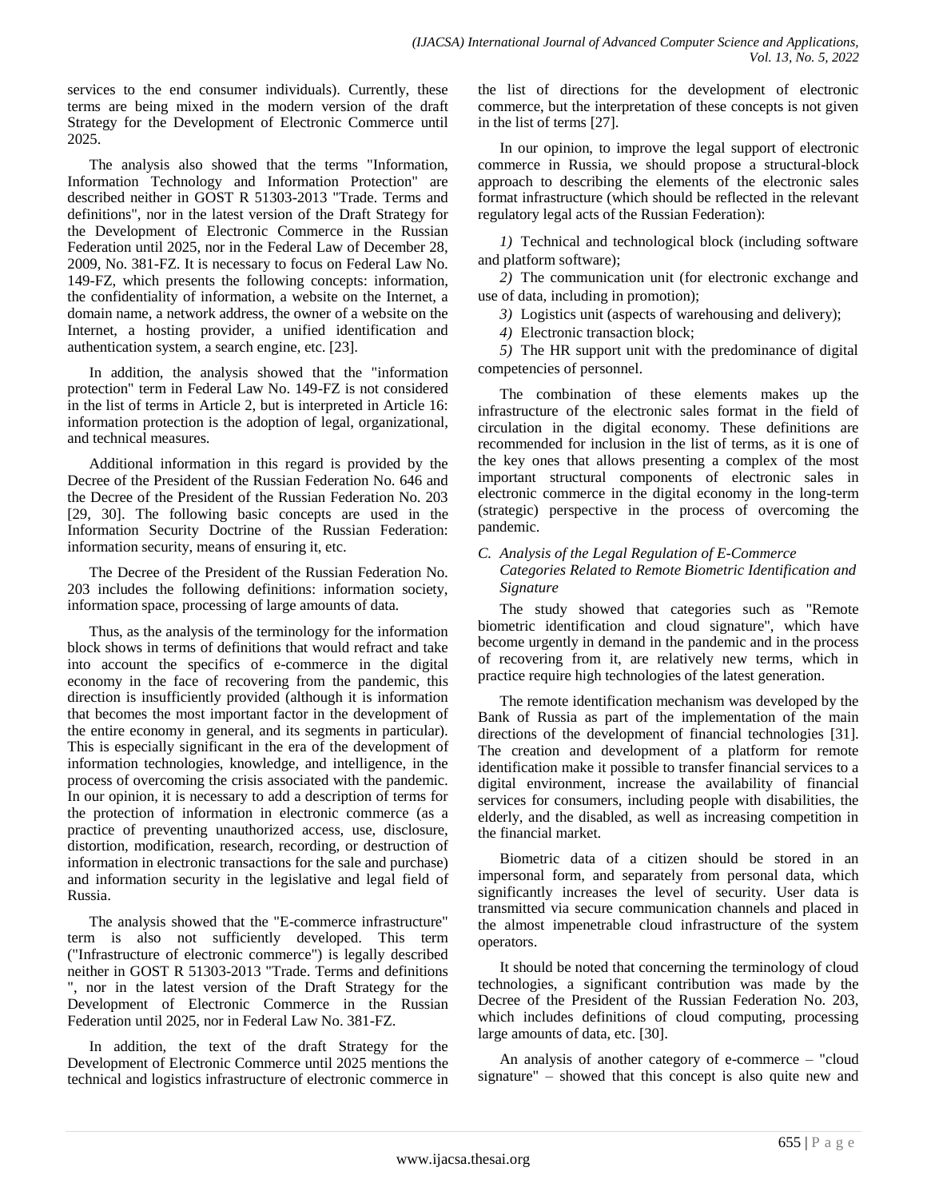services to the end consumer individuals). Currently, these terms are being mixed in the modern version of the draft Strategy for the Development of Electronic Commerce until 2025.

The analysis also showed that the terms "Information, Information Technology and Information Protection" are described neither in GOST R 51303-2013 "Trade. Terms and definitions", nor in the latest version of the Draft Strategy for the Development of Electronic Commerce in the Russian Federation until 2025, nor in the Federal Law of December 28, 2009, No. 381-FZ. It is necessary to focus on Federal Law No. 149-FZ, which presents the following concepts: information, the confidentiality of information, a website on the Internet, a domain name, a network address, the owner of a website on the Internet, a hosting provider, a unified identification and authentication system, a search engine, etc. [23].

In addition, the analysis showed that the "information protection" term in Federal Law No. 149-FZ is not considered in the list of terms in Article 2, but is interpreted in Article 16: information protection is the adoption of legal, organizational, and technical measures.

Additional information in this regard is provided by the Decree of the President of the Russian Federation No. 646 and the Decree of the President of the Russian Federation No. 203 [29, 30]. The following basic concepts are used in the Information Security Doctrine of the Russian Federation: information security, means of ensuring it, etc.

The Decree of the President of the Russian Federation No. 203 includes the following definitions: information society, information space, processing of large amounts of data.

Thus, as the analysis of the terminology for the information block shows in terms of definitions that would refract and take into account the specifics of e-commerce in the digital economy in the face of recovering from the pandemic, this direction is insufficiently provided (although it is information that becomes the most important factor in the development of the entire economy in general, and its segments in particular). This is especially significant in the era of the development of information technologies, knowledge, and intelligence, in the process of overcoming the crisis associated with the pandemic. In our opinion, it is necessary to add a description of terms for the protection of information in electronic commerce (as a practice of preventing unauthorized access, use, disclosure, distortion, modification, research, recording, or destruction of information in electronic transactions for the sale and purchase) and information security in the legislative and legal field of Russia.

The analysis showed that the "E-commerce infrastructure" term is also not sufficiently developed. This term ("Infrastructure of electronic commerce") is legally described neither in GOST R 51303-2013 "Trade. Terms and definitions ", nor in the latest version of the Draft Strategy for the Development of Electronic Commerce in the Russian Federation until 2025, nor in Federal Law No. 381-FZ.

In addition, the text of the draft Strategy for the Development of Electronic Commerce until 2025 mentions the technical and logistics infrastructure of electronic commerce in the list of directions for the development of electronic commerce, but the interpretation of these concepts is not given in the list of terms [27].

In our opinion, to improve the legal support of electronic commerce in Russia, we should propose a structural-block approach to describing the elements of the electronic sales format infrastructure (which should be reflected in the relevant regulatory legal acts of the Russian Federation):

*1)* Technical and technological block (including software and platform software);

*2)* The communication unit (for electronic exchange and use of data, including in promotion);

*3)* Logistics unit (aspects of warehousing and delivery);

*4)* Electronic transaction block;

*5)* The HR support unit with the predominance of digital competencies of personnel.

The combination of these elements makes up the infrastructure of the electronic sales format in the field of circulation in the digital economy. These definitions are recommended for inclusion in the list of terms, as it is one of the key ones that allows presenting a complex of the most important structural components of electronic sales in electronic commerce in the digital economy in the long-term (strategic) perspective in the process of overcoming the pandemic.

### *C. Analysis of the Legal Regulation of E-Commerce Categories Related to Remote Biometric Identification and Signature*

The study showed that categories such as "Remote biometric identification and cloud signature", which have become urgently in demand in the pandemic and in the process of recovering from it, are relatively new terms, which in practice require high technologies of the latest generation.

The remote identification mechanism was developed by the Bank of Russia as part of the implementation of the main directions of the development of financial technologies [31]. The creation and development of a platform for remote identification make it possible to transfer financial services to a digital environment, increase the availability of financial services for consumers, including people with disabilities, the elderly, and the disabled, as well as increasing competition in the financial market.

Biometric data of a citizen should be stored in an impersonal form, and separately from personal data, which significantly increases the level of security. User data is transmitted via secure communication channels and placed in the almost impenetrable cloud infrastructure of the system operators.

It should be noted that concerning the terminology of cloud technologies, a significant contribution was made by the Decree of the President of the Russian Federation No. 203, which includes definitions of cloud computing, processing large amounts of data, etc. [30].

An analysis of another category of e-commerce – "cloud signature" – showed that this concept is also quite new and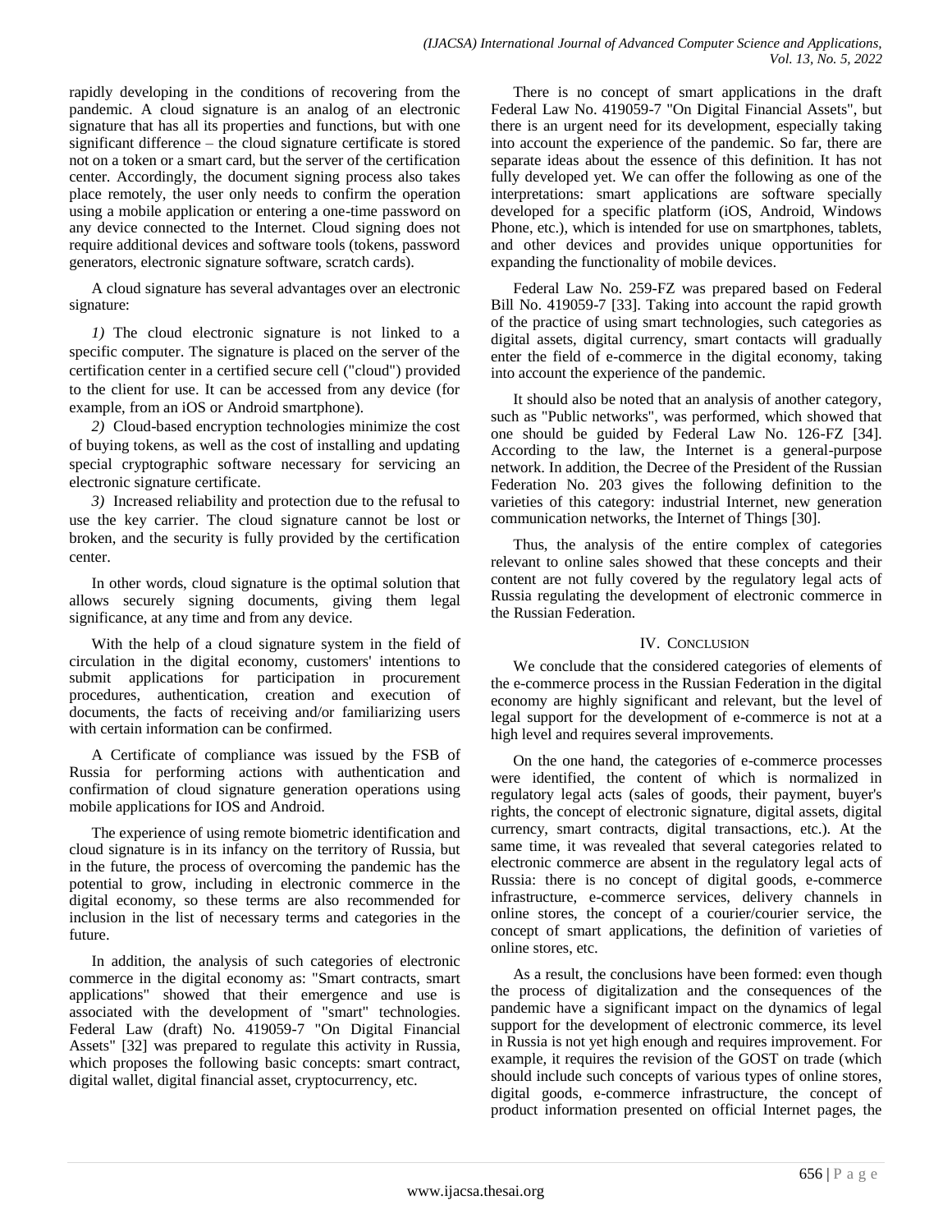rapidly developing in the conditions of recovering from the pandemic. A cloud signature is an analog of an electronic signature that has all its properties and functions, but with one significant difference – the cloud signature certificate is stored not on a token or a smart card, but the server of the certification center. Accordingly, the document signing process also takes place remotely, the user only needs to confirm the operation using a mobile application or entering a one-time password on any device connected to the Internet. Cloud signing does not require additional devices and software tools (tokens, password generators, electronic signature software, scratch cards).

A cloud signature has several advantages over an electronic signature:

*1)* The cloud electronic signature is not linked to a specific computer. The signature is placed on the server of the certification center in a certified secure cell ("cloud") provided to the client for use. It can be accessed from any device (for example, from an iOS or Android smartphone).

*2)* Cloud-based encryption technologies minimize the cost of buying tokens, as well as the cost of installing and updating special cryptographic software necessary for servicing an electronic signature certificate.

*3)* Increased reliability and protection due to the refusal to use the key carrier. The cloud signature cannot be lost or broken, and the security is fully provided by the certification center.

In other words, cloud signature is the optimal solution that allows securely signing documents, giving them legal significance, at any time and from any device.

With the help of a cloud signature system in the field of circulation in the digital economy, customers' intentions to submit applications for participation in procurement procedures, authentication, creation and execution of documents, the facts of receiving and/or familiarizing users with certain information can be confirmed.

A Certificate of compliance was issued by the FSB of Russia for performing actions with authentication and confirmation of cloud signature generation operations using mobile applications for IOS and Android.

The experience of using remote biometric identification and cloud signature is in its infancy on the territory of Russia, but in the future, the process of overcoming the pandemic has the potential to grow, including in electronic commerce in the digital economy, so these terms are also recommended for inclusion in the list of necessary terms and categories in the future.

In addition, the analysis of such categories of electronic commerce in the digital economy as: "Smart contracts, smart applications" showed that their emergence and use is associated with the development of "smart" technologies. Federal Law (draft) No. 419059-7 "On Digital Financial Assets" [32] was prepared to regulate this activity in Russia, which proposes the following basic concepts: smart contract, digital wallet, digital financial asset, cryptocurrency, etc.

There is no concept of smart applications in the draft Federal Law No. 419059-7 "On Digital Financial Assets", but there is an urgent need for its development, especially taking into account the experience of the pandemic. So far, there are separate ideas about the essence of this definition. It has not fully developed yet. We can offer the following as one of the interpretations: smart applications are software specially developed for a specific platform (iOS, Android, Windows Phone, etc.), which is intended for use on smartphones, tablets, and other devices and provides unique opportunities for expanding the functionality of mobile devices.

Federal Law No. 259-FZ was prepared based on Federal Bill No. 419059-7 [33]. Taking into account the rapid growth of the practice of using smart technologies, such categories as digital assets, digital currency, smart contacts will gradually enter the field of e-commerce in the digital economy, taking into account the experience of the pandemic.

It should also be noted that an analysis of another category, such as "Public networks", was performed, which showed that one should be guided by Federal Law No. 126-FZ [34]. According to the law, the Internet is a general-purpose network. In addition, the Decree of the President of the Russian Federation No. 203 gives the following definition to the varieties of this category: industrial Internet, new generation communication networks, the Internet of Things [30].

Thus, the analysis of the entire complex of categories relevant to online sales showed that these concepts and their content are not fully covered by the regulatory legal acts of Russia regulating the development of electronic commerce in the Russian Federation.

## IV. Conclusion

We conclude that the considered categories of elements of the e-commerce process in the Russian Federation in the digital economy are highly significant and relevant, but the level of legal support for the development of e-commerce is not at a high level and requires several improvements.

On the one hand, the categories of e-commerce processes were identified, the content of which is normalized in regulatory legal acts (sales of goods, their payment, buyer's rights, the concept of electronic signature, digital assets, digital currency, smart contracts, digital transactions, etc.). At the same time, it was revealed that several categories related to electronic commerce are absent in the regulatory legal acts of Russia: there is no concept of digital goods, e-commerce infrastructure, e-commerce services, delivery channels in online stores, the concept of a courier/courier service, the concept of smart applications, the definition of varieties of online stores, etc.

As a result, the conclusions have been formed: even though the process of digitalization and the consequences of the pandemic have a significant impact on the dynamics of legal support for the development of electronic commerce, its level in Russia is not yet high enough and requires improvement. For example, it requires the revision of the GOST on trade (which should include such concepts of various types of online stores, digital goods, e-commerce infrastructure, the concept of product information presented on official Internet pages, the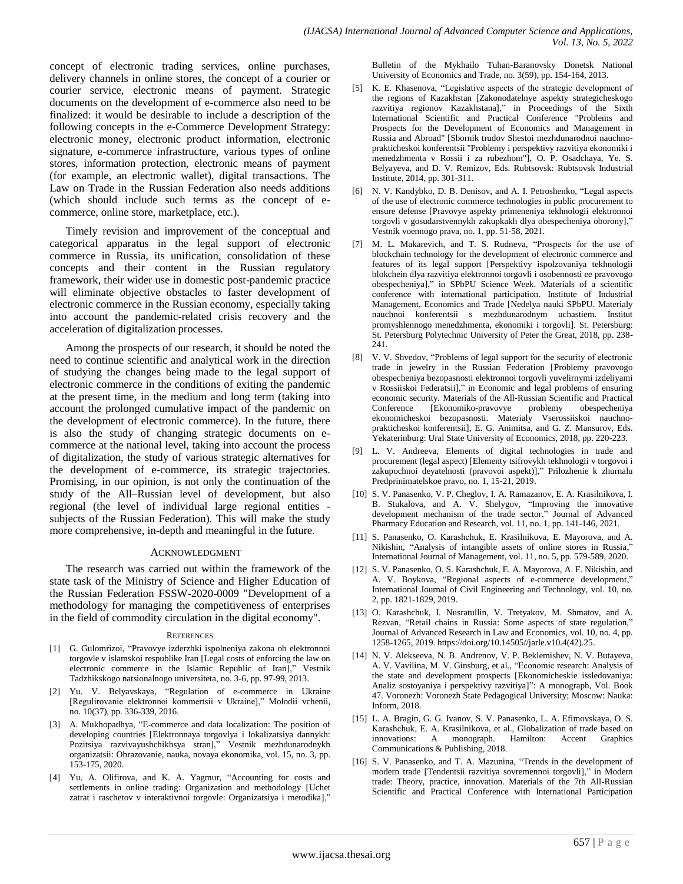concept of electronic trading services, online purchases, delivery channels in online stores, the concept of a courier or courier service, electronic means of payment. Strategic documents on the development of e-commerce also need to be finalized: it would be desirable to include a description of the following concepts in the e-Commerce Development Strategy: electronic money, electronic product information, electronic signature, e-commerce infrastructure, various types of online stores, information protection, electronic means of payment (for example, an electronic wallet), digital transactions. The Law on Trade in the Russian Federation also needs additions (which should include such terms as the concept of e-commerce, online store, marketplace, etc.).

Timely revision and improvement of the conceptual and categorical apparatus in the legal support of electronic commerce in Russia, its unification, consolidation of these concepts and their content in the Russian regulatory framework, their wider use in domestic post-pandemic practice will eliminate objective obstacles to faster development of electronic commerce in the Russian economy, especially taking into account the pandemic-related crisis recovery and the acceleration of digitalization processes.

Among the prospects of our research, it should be noted the need to continue scientific and analytical work in the direction of studying the changes being made to the legal support of electronic commerce in the conditions of exiting the pandemic at the present time, in the medium and long term (taking into account the prolonged cumulative impact of the pandemic on the development of electronic commerce). In the future, there is also the study of changing strategic documents on e-commerce at the national level, taking into account the process of digitalization, the study of various strategic alternatives for the development of e-commerce, its strategic trajectories. Promising, in our opinion, is not only the continuation of the study of the All–Russian level of development, but also regional (the level of individual large regional entities - subjects of the Russian Federation). This will make the study more comprehensive, in-depth and meaningful in the future.

## Acknowledgment

The research was carried out within the framework of the state task of the Ministry of Science and Higher Education of the Russian Federation FSSW-2020-0009 "Development of a methodology for managing the competitiveness of enterprises in the field of commodity circulation in the digital economy".

## References

[1] G. Gulomrizoi, "Pravovye izderzhki ispolneniya zakona ob elektronnoi torgovle v islamskoi respublike Iran [Legal costs of enforcing the law on electronic commerce in the Islamic Republic of Iran]," Vestnik Tadzhikskogo natsionalnogo universiteta, no. 3-6, pp. 97-99, 2013.

[2] Yu. V. Belyavskaya, "Regulation of e-commerce in Ukraine [Regulirovanie elektronnoi kommertsii v Ukraine]," Molodii vchenii, no. 10(37), pp. 336-339, 2016.

[3] A. Mukhopadhya, "E-commerce and data localization: The position of developing countries [Elektronnaya torgovlya i lokalizatsiya dannykh: Pozitsiya razvivayushchikhsya stran]," Vestnik mezhdunarodnykh organizatsii: Obrazovanie, nauka, novaya ekonomika, vol. 15, no. 3, pp. 153-175, 2020.

[4] Yu. A. Olifirova, and K. A. Yagmur, "Accounting for costs and settlements in online trading: Organization and methodology [Uchet zatrat i raschetov v interaktivnoi torgovle: Organizatsiya i metodika]," Bulletin of the Mykhailo Tuhan-Baranovsky Donetsk National University of Economics and Trade, no. 3(59), pp. 154-164, 2013.

[5] K. E. Khasenova, "Legislative aspects of the strategic development of the regions of Kazakhstan [Zakonodatelnye aspekty strategicheskogo razvitiya regionov Kazakhstana]," in Proceedings of the Sixth International Scientific and Practical Conference "Problems and Prospects for the Development of Economics and Management in Russia and Abroad" [Sbornik trudov Shestoi mezhdunarodnoi nauchno-prakticheskoi konferentsii "Problemy i perspektivy razvitiya ekonomiki i menedzhmenta v Rossii i za rubezhom"], O. P. Osadchaya, Ye. S. Belyayeva, and D. V. Remizov, Eds. Rubtsovsk: Rubtsovsk Industrial Institute, 2014, pp. 301-311.

[6] N. V. Kandybko, D. B. Denisov, and A. I. Petroshenko, "Legal aspects of the use of electronic commerce technologies in public procurement to ensure defense [Pravovye aspekty primeneniya tekhnologii elektronnoi torgovli v gosudarstvennykh zakupkakh dlya obespecheniya oborony]," Vestnik voennogo prava, no. 1, pp. 51-58, 2021.

[7] M. L. Makarevich, and T. S. Rudneva, "Prospects for the use of blockchain technology for the development of electronic commerce and features of its legal support [Perspektivy ispolzovaniya tekhnologii blokchein dlya razvitiya elektronnoi torgovli i osobennosti ee pravovogo obespecheniya]," in SPbPU Science Week. Materials of a scientific conference with international participation. Institute of Industrial Management, Economics and Trade [Nedelya nauki SPbPU. Materialy nauchnoi konferentsii s mezhdunarodnym uchastiem. Institut promyshlennogo menedzhmenta, ekonomiki i torgovli]. St. Petersburg: St. Petersburg Polytechnic University of Peter the Great, 2018, pp. 238-241.

[8] V. V. Shvedov, "Problems of legal support for the security of electronic trade in jewelry in the Russian Federation [Problemy pravovogo obespecheniya bezopasnosti elektronnoi torgovli yuvelirnymi izdeliyami v Rossiiskoi Federatsii]," in Economic and legal problems of ensuring economic security. Materials of the All-Russian Scientific and Practical Conference [Ekonomiko-pravovye problemy obespecheniya ekonomicheskoi bezopasnosti. Materialy Vserossiiskoi nauchno-prakticheskoi konferentsii], E. G. Animitsa, and G. Z. Mansurov, Eds. Yekaterinburg: Ural State University of Economics, 2018, pp. 220-223.

[9] L. V. Andreeva, Elements of digital technologies in trade and procurement (legal aspect) [Elementy tsifrovykh tekhnologii v torgovoi i zakupochnoi deyatelnosti (pravovoi aspekt)]," Prilozhenie k zhurnalu Predprinimatelskoe pravo, no. 1, 15-21, 2019.

[10] S. V. Panasenko, V. P. Cheglov, I. A. Ramazanov, E. A. Krasilnikova, I. B. Stukalova, and A. V. Shelygov, "Improving the innovative development mechanism of the trade sector," Journal of Advanced Pharmacy Education and Research, vol. 11, no. 1, pp. 141-146, 2021.

[11] S. Panasenko, O. Karashchuk, E. Krasilnikova, E. Mayorova, and A. Nikishin, "Analysis of intangible assets of online stores in Russia," International Journal of Management, vol. 11, no. 5, pp. 579-589, 2020.

[12] S. V. Panasenko, O. S. Karashchuk, E. A. Mayorova, A. F. Nikishin, and A. V. Boykova, "Regional aspects of e-commerce development," International Journal of Civil Engineering and Technology, vol. 10, no. 2, pp. 1821-1829, 2019.

[13] O. Karashchuk, I. Nusratullin, V. Tretyakov, M. Shmatov, and A. Rezvan, "Retail chains in Russia: Some aspects of state regulation," Journal of Advanced Research in Law and Economics, vol. 10, no. 4, pp. 1258-1265, 2019. https://doi.org/10.14505//jarle.v10.4(42).25.

[14] N. V. Alekseeva, N. B. Andrenov, V. P. Beklemishev, N. V. Butayeva, A. V. Vavilina, M. V. Ginsburg, et al., "Economic research: Analysis of the state and development prospects [Ekonomicheskie issledovaniya: Analiz sostoyaniya i perspektivy razvitiya]": A monograph, Vol. Book 47. Voronezh: Voronezh State Pedagogical University; Moscow: Nauka: Inform, 2018.

[15] L. A. Bragin, G. G. Ivanov, S. V. Panasenko, L. A. Efimovskaya, O. S. Karashchuk, E. A. Krasilnikova, et al., Globalization of trade based on innovations: A monograph. Hamilton: Accent Graphics Communications & Publishing, 2018.

[16] S. V. Panasenko, and T. A. Mazunina, "Trends in the development of modern trade [Tendentsii razvitiya sovremennoi torgovli]," in Modern trade: Theory, practice, innovation. Materials of the 7th All-Russian Scientific and Practical Conference with International Participation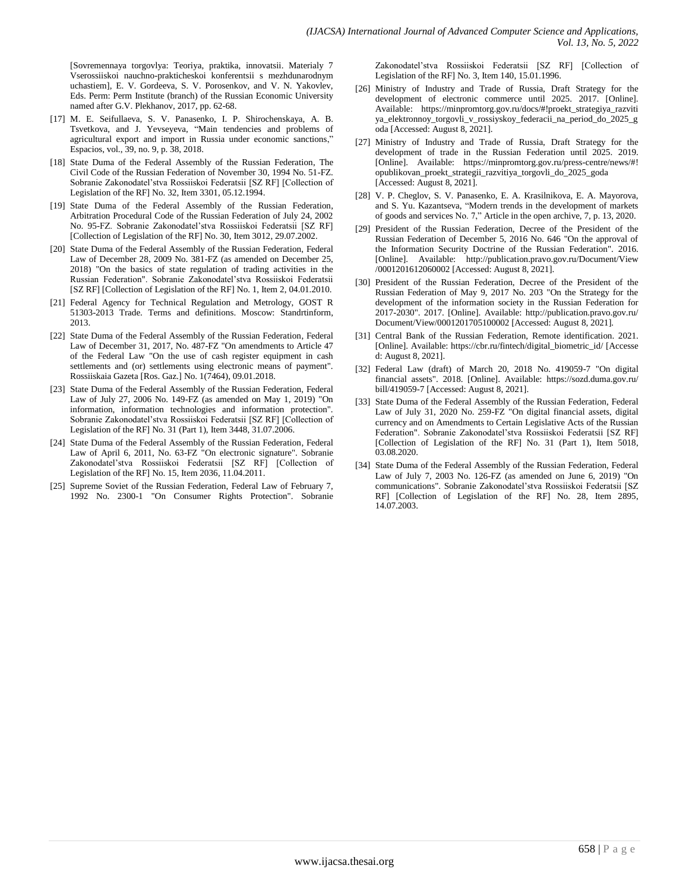[Sovremennaya torgovlya: Teoriya, praktika, innovatsii. Materialy 7 Vserossiiskoi nauchno-prakticheskoi konferentsii s mezhdunarodnym uchastiem], E. V. Gordeeva, S. V. Porosenkov, and V. N. Yakovlev, Eds. Perm: Perm Institute (branch) of the Russian Economic University named after G.V. Plekhanov, 2017, pp. 62-68.

[17] M. E. Seifullaeva, S. V. Panasenko, I. P. Shirochenskaya, A. B. Tsvetkova, and J. Yevseyeva, "Main tendencies and problems of agricultural export and import in Russia under economic sanctions," Espacios, vol., 39, no. 9, p. 38, 2018.

[18] State Duma of the Federal Assembly of the Russian Federation, The Civil Code of the Russian Federation of November 30, 1994 No. 51-FZ. Sobranie Zakonodatel'stva Rossiiskoi Federatsii [SZ RF] [Collection of Legislation of the RF] No. 32, Item 3301, 05.12.1994.

[19] State Duma of the Federal Assembly of the Russian Federation, Arbitration Procedural Code of the Russian Federation of July 24, 2002 No. 95-FZ. Sobranie Zakonodatel'stva Rossiiskoi Federatsii [SZ RF] [Collection of Legislation of the RF] No. 30, Item 3012, 29.07.2002.

[20] State Duma of the Federal Assembly of the Russian Federation, Federal Law of December 28, 2009 No. 381-FZ (as amended on December 25, 2018) "On the basics of state regulation of trading activities in the Russian Federation". Sobranie Zakonodatel'stva Rossiiskoi Federatsii [SZ RF] [Collection of Legislation of the RF] No. 1, Item 2, 04.01.2010.

[21] Federal Agency for Technical Regulation and Metrology, GOST R 51303-2013 Trade. Terms and definitions. Moscow: Standrtinform, 2013.

[22] State Duma of the Federal Assembly of the Russian Federation, Federal Law of December 31, 2017, No. 487-FZ "On amendments to Article 47 of the Federal Law "On the use of cash register equipment in cash settlements and (or) settlements using electronic means of payment". Rossiiskaia Gazeta [Ros. Gaz.] No. 1(7464), 09.01.2018.

[23] State Duma of the Federal Assembly of the Russian Federation, Federal Law of July 27, 2006 No. 149-FZ (as amended on May 1, 2019) "On information, information technologies and information protection". Sobranie Zakonodatel'stva Rossiiskoi Federatsii [SZ RF] [Collection of Legislation of the RF] No. 31 (Part 1), Item 3448, 31.07.2006.

[24] State Duma of the Federal Assembly of the Russian Federation, Federal Law of April 6, 2011, No. 63-FZ "On electronic signature". Sobranie Zakonodatel'stva Rossiiskoi Federatsii [SZ RF] [Collection of Legislation of the RF] No. 15, Item 2036, 11.04.2011.

[25] Supreme Soviet of the Russian Federation, Federal Law of February 7, 1992 No. 2300-1 "On Consumer Rights Protection". Sobranie Zakonodatel'stva Rossiiskoi Federatsii [SZ RF] [Collection of Legislation of the RF] No. 3, Item 140, 15.01.1996.

[26] Ministry of Industry and Trade of Russia, Draft Strategy for the development of electronic commerce until 2025. 2017. [Online]. Available: https://minpromtorg.gov.ru/docs/#!proekt_strategiya_razvitiya_elektronnoy_torgovli_v_rossiyskoy_federacii_na_period_do_2025_goda [Accessed: August 8, 2021].

[27] Ministry of Industry and Trade of Russia, Draft Strategy for the development of trade in the Russian Federation until 2025. 2019. [Online]. Available: https://minpromtorg.gov.ru/press-centre/news/#!opublikovan_proekt_strategii_razvitiya_torgovli_do_2025_goda [Accessed: August 8, 2021].

[28] V. P. Cheglov, S. V. Panasenko, E. A. Krasilnikova, E. A. Mayorova, and S. Yu. Kazantseva, "Modern trends in the development of markets of goods and services No. 7," Article in the open archive, 7, p. 13, 2020.

[29] President of the Russian Federation, Decree of the President of the Russian Federation of December 5, 2016 No. 646 "On the approval of the Information Security Doctrine of the Russian Federation". 2016. [Online]. Available: http://publication.pravo.gov.ru/Document/View/0001201612060002 [Accessed: August 8, 2021].

[30] President of the Russian Federation, Decree of the President of the Russian Federation of May 9, 2017 No. 203 "On the Strategy for the development of the information society in the Russian Federation for 2017-2030". 2017. [Online]. Available: http://publication.pravo.gov.ru/Document/View/0001201705100002 [Accessed: August 8, 2021].

[31] Central Bank of the Russian Federation, Remote identification. 2021. [Online]. Available: https://cbr.ru/fintech/digital_biometric_id/ [Accessed: August 8, 2021].

[32] Federal Law (draft) of March 20, 2018 No. 419059-7 "On digital financial assets". 2018. [Online]. Available: https://sozd.duma.gov.ru/bill/419059-7 [Accessed: August 8, 2021].

[33] State Duma of the Federal Assembly of the Russian Federation, Federal Law of July 31, 2020 No. 259-FZ "On digital financial assets, digital currency and on Amendments to Certain Legislative Acts of the Russian Federation". Sobranie Zakonodatel'stva Rossiiskoi Federatsii [SZ RF] [Collection of Legislation of the RF] No. 31 (Part 1), Item 5018, 03.08.2020.

[34] State Duma of the Federal Assembly of the Russian Federation, Federal Law of July 7, 2003 No. 126-FZ (as amended on June 6, 2019) "On communications". Sobranie Zakonodatel'stva Rossiiskoi Federatsii [SZ RF] [Collection of Legislation of the RF] No. 28, Item 2895, 14.07.2003.